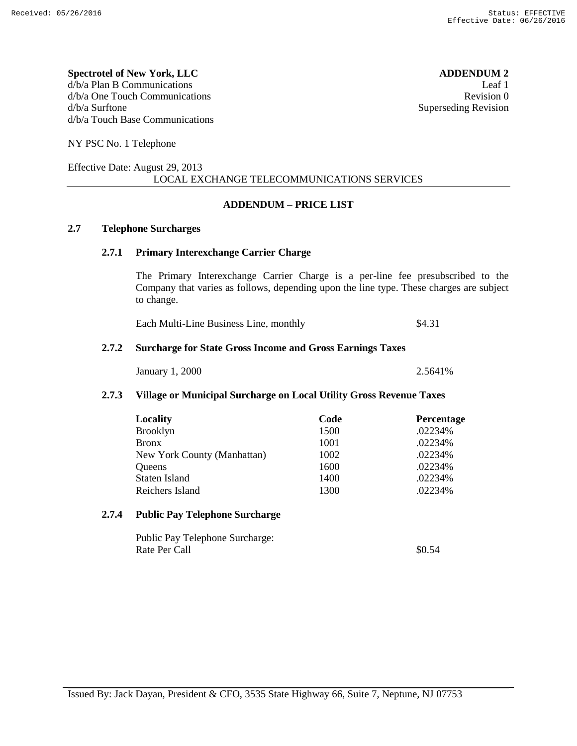**Spectrotel of New York, LLC**
d/b/a Plan B Communications
d/b/a One Touch Communications
d/b/a Surftone
d/b/a Touch Base Communications

**ADDENDUM 2**
Leaf 1
Revision 0
Superseding Revision

NY PSC No. 1 Telephone

Effective Date: August 29, 2013

LOCAL EXCHANGE TELECOMMUNICATIONS SERVICES

## ADDENDUM – PRICE LIST

### 2.7 Telephone Surcharges

#### 2.7.1 Primary Interexchange Carrier Charge

The Primary Interexchange Carrier Charge is a per-line fee presubscribed to the Company that varies as follows, depending upon the line type. These charges are subject to change.

| | |
|---|---|
| Each Multi-Line Business Line, monthly | $4.31 |

#### 2.7.2 Surcharge for State Gross Income and Gross Earnings Taxes

| | |
|---|---|
| January 1, 2000 | 2.5641% |

#### 2.7.3 Village or Municipal Surcharge on Local Utility Gross Revenue Taxes

| Locality | Code | Percentage |
|---|---|---|
| Brooklyn | 1500 | .02234% |
| Bronx | 1001 | .02234% |
| New York County (Manhattan) | 1002 | .02234% |
| Queens | 1600 | .02234% |
| Staten Island | 1400 | .02234% |
| Reichers Island | 1300 | .02234% |

#### 2.7.4 Public Pay Telephone Surcharge

| | |
|---|---|
| Public Pay Telephone Surcharge:<br>Rate Per Call | $0.54 |

Issued By: Jack Dayan, President & CFO, 3535 State Highway 66, Suite 7, Neptune, NJ 07753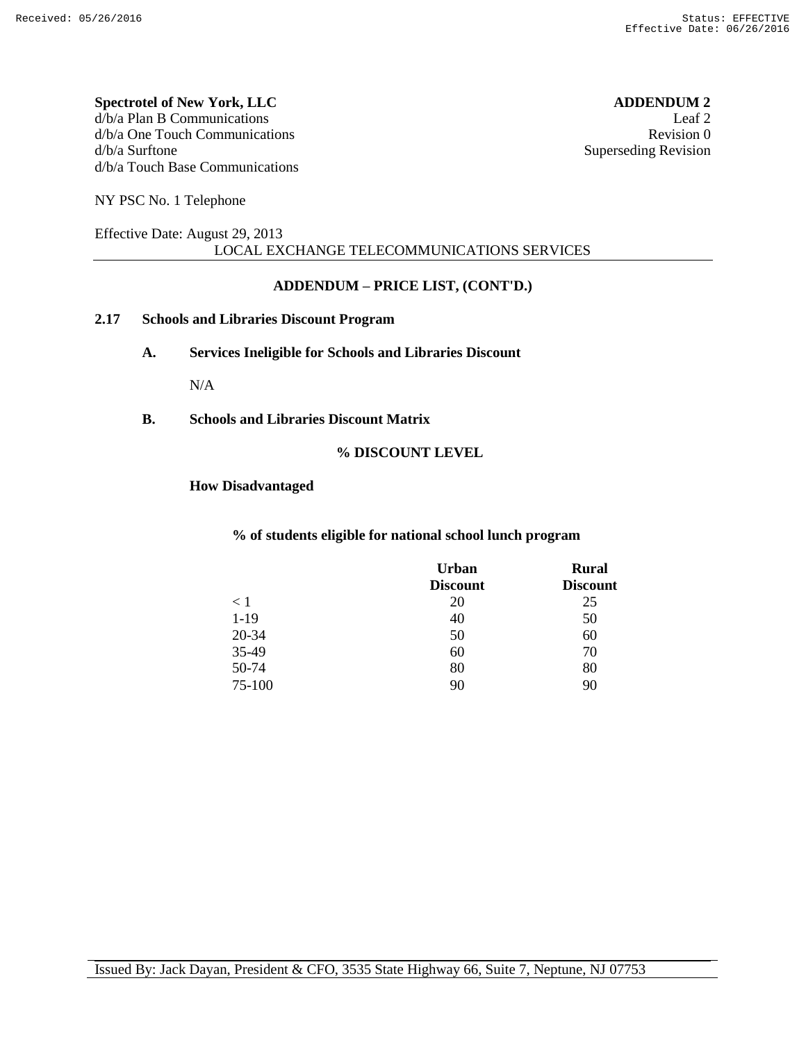**Spectrotel of New York, LLC**
d/b/a Plan B Communications
d/b/a One Touch Communications
d/b/a Surftone
d/b/a Touch Base Communications

**ADDENDUM 2**
Leaf 2
Revision 0
Superseding Revision

NY PSC No. 1 Telephone

Effective Date: August 29, 2013

LOCAL EXCHANGE TELECOMMUNICATIONS SERVICES

**ADDENDUM – PRICE LIST, (CONT'D.)**

**2.17 Schools and Libraries Discount Program**

**A. Services Ineligible for Schools and Libraries Discount**

N/A

**B. Schools and Libraries Discount Matrix**

**% DISCOUNT LEVEL**

**How Disadvantaged**

**% of students eligible for national school lunch program**

| | Urban Discount | Rural Discount |
|---|---|---|
| < 1 | 20 | 25 |
| 1-19 | 40 | 50 |
| 20-34 | 50 | 60 |
| 35-49 | 60 | 70 |
| 50-74 | 80 | 80 |
| 75-100 | 90 | 90 |

Issued By: Jack Dayan, President & CFO, 3535 State Highway 66, Suite 7, Neptune, NJ 07753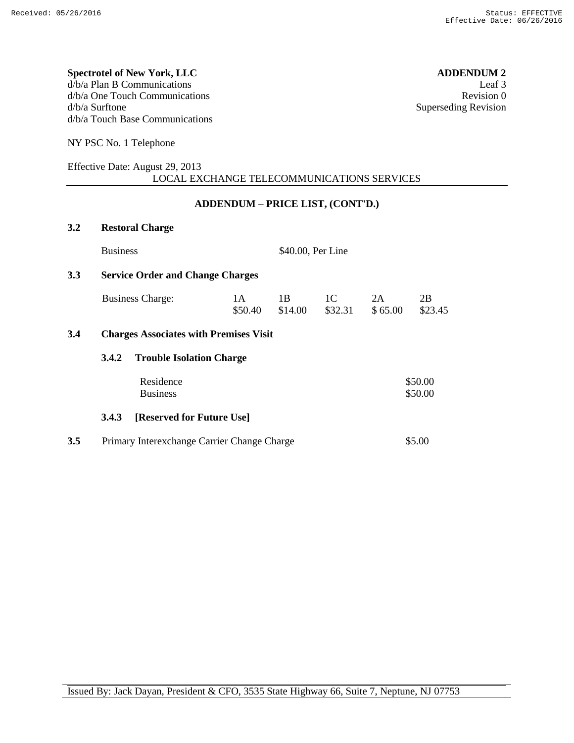**Spectrotel of New York, LLC**
d/b/a Plan B Communications
d/b/a One Touch Communications
d/b/a Surftone
d/b/a Touch Base Communications

**ADDENDUM 2**
Leaf 3
Revision 0
Superseding Revision

NY PSC No. 1 Telephone

Effective Date: August 29, 2013

LOCAL EXCHANGE TELECOMMUNICATIONS SERVICES

## ADDENDUM – PRICE LIST, (CONT'D.)

### 3.2 Restoral Charge

Business $40.00, Per Line

### 3.3 Service Order and Change Charges

| | 1A | 1B | 1C | 2A | 2B |
|---|---|---|---|---|---|
| Business Charge: | $50.40 | $14.00 | $32.31 | $ 65.00 | $23.45 |

### 3.4 Charges Associates with Premises Visit

#### 3.4.2 Trouble Isolation Charge

| | |
|---|---|
| Residence | $50.00 |
| Business | $50.00 |

#### 3.4.3 [Reserved for Future Use]

**3.5** Primary Interexchange Carrier Change Charge $5.00

Issued By: Jack Dayan, President & CFO, 3535 State Highway 66, Suite 7, Neptune, NJ 07753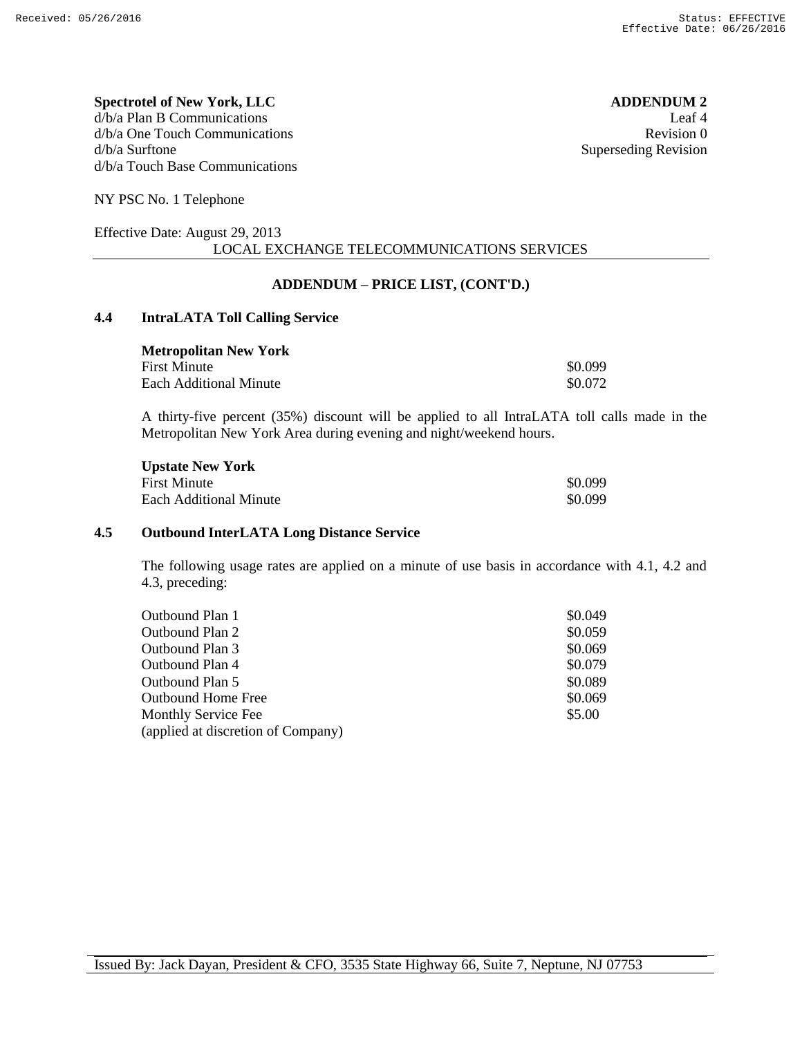**Spectrotel of New York, LLC**
d/b/a Plan B Communications
d/b/a One Touch Communications
d/b/a Surftone
d/b/a Touch Base Communications

**ADDENDUM 2**
Leaf 4
Revision 0
Superseding Revision

NY PSC No. 1 Telephone

Effective Date: August 29, 2013

LOCAL EXCHANGE TELECOMMUNICATIONS SERVICES

## ADDENDUM – PRICE LIST, (CONT'D.)

### 4.4 IntraLATA Toll Calling Service

**Metropolitan New York**

| | |
|---|---|
| First Minute | $0.099 |
| Each Additional Minute | $0.072 |

A thirty-five percent (35%) discount will be applied to all IntraLATA toll calls made in the Metropolitan New York Area during evening and night/weekend hours.

**Upstate New York**

| | |
|---|---|
| First Minute | $0.099 |
| Each Additional Minute | $0.099 |

### 4.5 Outbound InterLATA Long Distance Service

The following usage rates are applied on a minute of use basis in accordance with 4.1, 4.2 and 4.3, preceding:

| | |
|---|---|
| Outbound Plan 1 | $0.049 |
| Outbound Plan 2 | $0.059 |
| Outbound Plan 3 | $0.069 |
| Outbound Plan 4 | $0.079 |
| Outbound Plan 5 | $0.089 |
| Outbound Home Free | $0.069 |
| Monthly Service Fee (applied at discretion of Company) | $5.00 |

Issued By: Jack Dayan, President & CFO, 3535 State Highway 66, Suite 7, Neptune, NJ 07753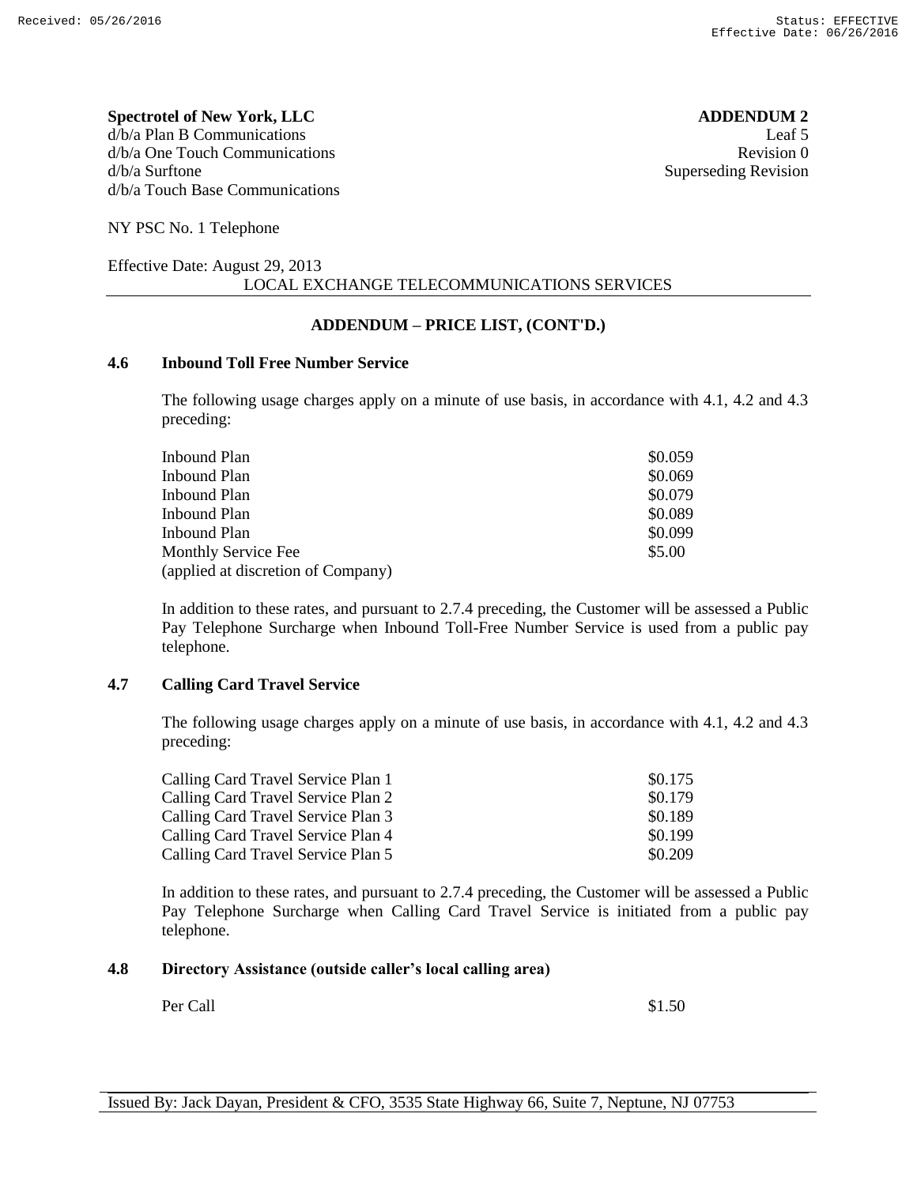**Spectrotel of New York, LLC**
d/b/a Plan B Communications
d/b/a One Touch Communications
d/b/a Surftone
d/b/a Touch Base Communications

**ADDENDUM 2**
Leaf 5
Revision 0
Superseding Revision

NY PSC No. 1 Telephone

Effective Date: August 29, 2013

LOCAL EXCHANGE TELECOMMUNICATIONS SERVICES

**ADDENDUM – PRICE LIST, (CONT'D.)**

### 4.6 Inbound Toll Free Number Service

The following usage charges apply on a minute of use basis, in accordance with 4.1, 4.2 and 4.3 preceding:

| | |
|---|---|
| Inbound Plan | \$0.059 |
| Inbound Plan | \$0.069 |
| Inbound Plan | \$0.079 |
| Inbound Plan | \$0.089 |
| Inbound Plan | \$0.099 |
| Monthly Service Fee (applied at discretion of Company) | \$5.00 |

In addition to these rates, and pursuant to 2.7.4 preceding, the Customer will be assessed a Public Pay Telephone Surcharge when Inbound Toll-Free Number Service is used from a public pay telephone.

### 4.7 Calling Card Travel Service

The following usage charges apply on a minute of use basis, in accordance with 4.1, 4.2 and 4.3 preceding:

| | |
|---|---|
| Calling Card Travel Service Plan 1 | \$0.175 |
| Calling Card Travel Service Plan 2 | \$0.179 |
| Calling Card Travel Service Plan 3 | \$0.189 |
| Calling Card Travel Service Plan 4 | \$0.199 |
| Calling Card Travel Service Plan 5 | \$0.209 |

In addition to these rates, and pursuant to 2.7.4 preceding, the Customer will be assessed a Public Pay Telephone Surcharge when Calling Card Travel Service is initiated from a public pay telephone.

### 4.8 Directory Assistance (outside caller's local calling area)

| | |
|---|---|
| Per Call | \$1.50 |

Issued By: Jack Dayan, President & CFO, 3535 State Highway 66, Suite 7, Neptune, NJ 07753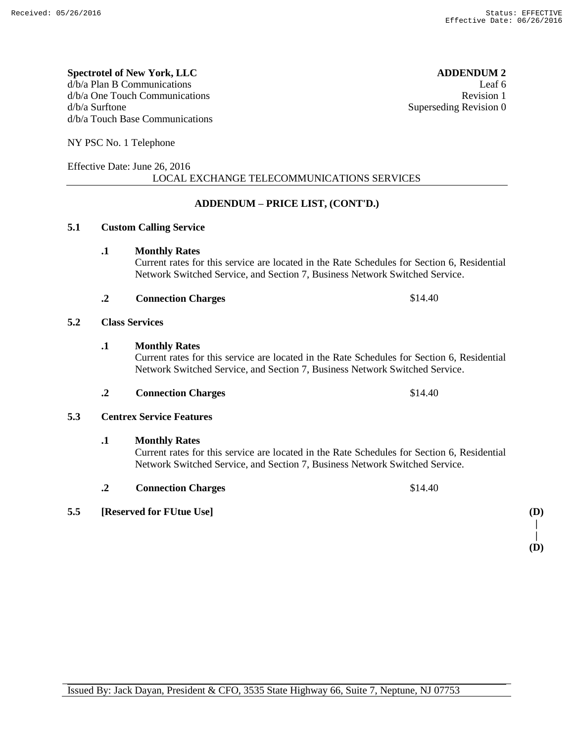**Spectrotel of New York, LLC**
d/b/a Plan B Communications
d/b/a One Touch Communications
d/b/a Surftone
d/b/a Touch Base Communications

**ADDENDUM 2**
Leaf 6
Revision 1
Superseding Revision 0

NY PSC No. 1 Telephone

Effective Date: June 26, 2016

LOCAL EXCHANGE TELECOMMUNICATIONS SERVICES

**ADDENDUM – PRICE LIST, (CONT'D.)**

**5.1 Custom Calling Service**

**.1 Monthly Rates**
Current rates for this service are located in the Rate Schedules for Section 6, Residential Network Switched Service, and Section 7, Business Network Switched Service.

**.2 Connection Charges** $14.40

**5.2 Class Services**

**.1 Monthly Rates**
Current rates for this service are located in the Rate Schedules for Section 6, Residential Network Switched Service, and Section 7, Business Network Switched Service.

**.2 Connection Charges** $14.40

**5.3 Centrex Service Features**

**.1 Monthly Rates**
Current rates for this service are located in the Rate Schedules for Section 6, Residential Network Switched Service, and Section 7, Business Network Switched Service.

**.2 Connection Charges** $14.40

**5.5 [Reserved for FUtue Use]** **(D)**
|
|
**(D)**

Issued By: Jack Dayan, President & CFO, 3535 State Highway 66, Suite 7, Neptune, NJ 07753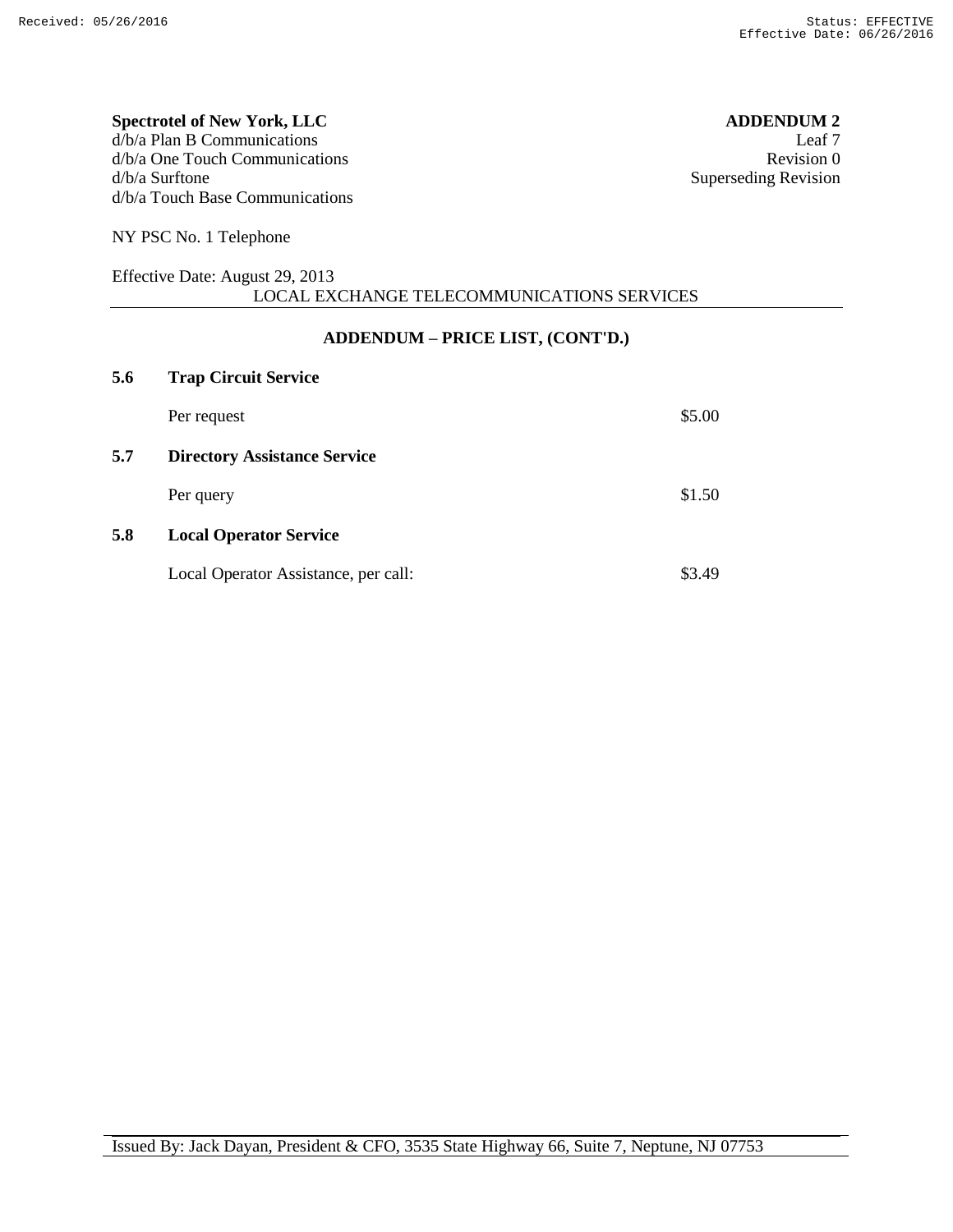**Spectrotel of New York, LLC**
d/b/a Plan B Communications
d/b/a One Touch Communications
d/b/a Surftone
d/b/a Touch Base Communications

**ADDENDUM 2**
Leaf 7
Revision 0
Superseding Revision

NY PSC No. 1 Telephone

Effective Date: August 29, 2013

LOCAL EXCHANGE TELECOMMUNICATIONS SERVICES

## ADDENDUM – PRICE LIST, (CONT'D.)

### 5.6 Trap Circuit Service

| | |
|---|---|
| Per request | $5.00 |

### 5.7 Directory Assistance Service

| | |
|---|---|
| Per query | $1.50 |

### 5.8 Local Operator Service

| | |
|---|---|
| Local Operator Assistance, per call: | $3.49 |

Issued By: Jack Dayan, President & CFO, 3535 State Highway 66, Suite 7, Neptune, NJ 07753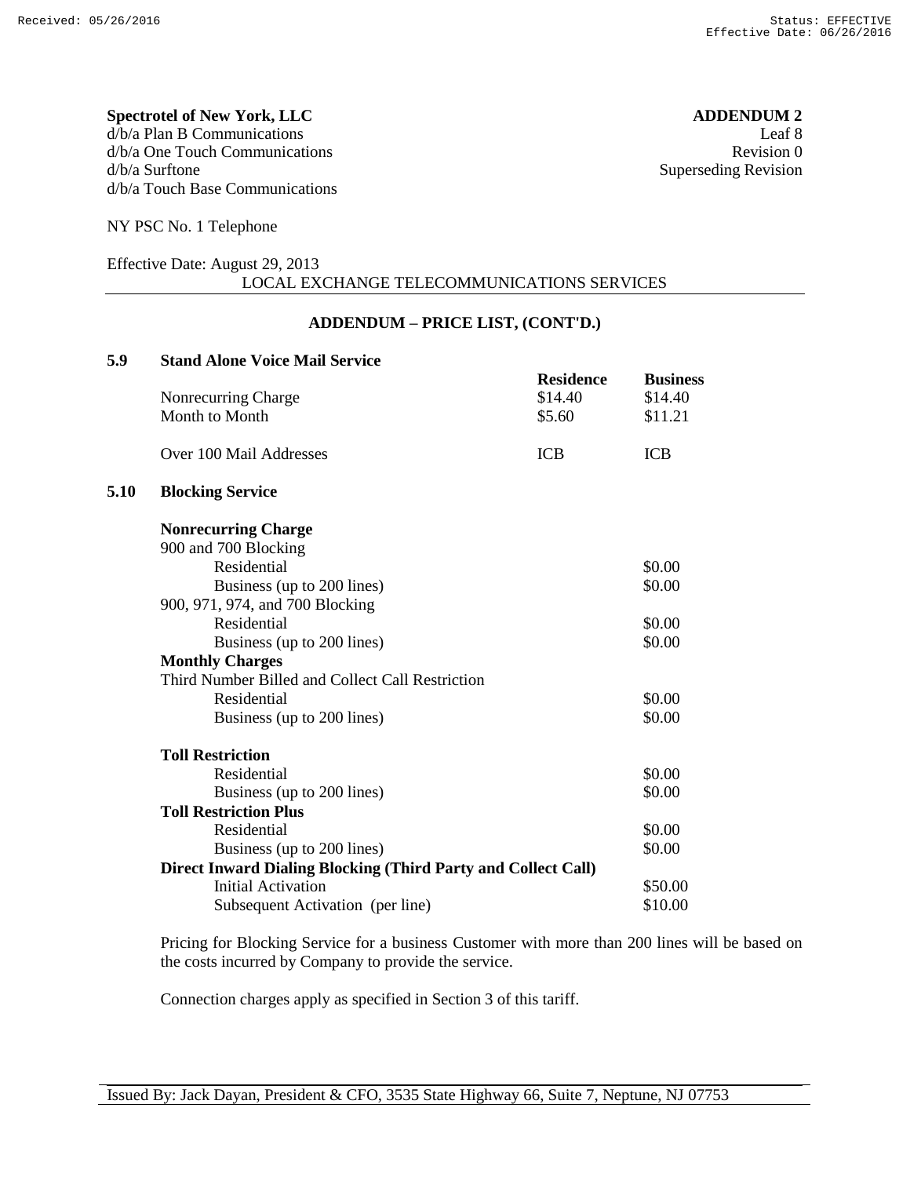**Spectrotel of New York, LLC**
d/b/a Plan B Communications
d/b/a One Touch Communications
d/b/a Surftone
d/b/a Touch Base Communications

**ADDENDUM 2**
Leaf 8
Revision 0
Superseding Revision

NY PSC No. 1 Telephone

Effective Date: August 29, 2013

LOCAL EXCHANGE TELECOMMUNICATIONS SERVICES

## ADDENDUM – PRICE LIST, (CONT'D.)

### 5.9 Stand Alone Voice Mail Service

| | **Residence** | **Business** |
|---|---|---|
| Nonrecurring Charge | $14.40 | $14.40 |
| Month to Month | $5.60 | $11.21 |
| Over 100 Mail Addresses | ICB | ICB |

### 5.10 Blocking Service

| | |
|---|---|
| **Nonrecurring Charge** | |
| 900 and 700 Blocking | |
| Residential | $0.00 |
| Business (up to 200 lines) | $0.00 |
| 900, 971, 974, and 700 Blocking | |
| Residential | $0.00 |
| Business (up to 200 lines) | $0.00 |
| **Monthly Charges** | |
| Third Number Billed and Collect Call Restriction | |
| Residential | $0.00 |
| Business (up to 200 lines) | $0.00 |
| **Toll Restriction** | |
| Residential | $0.00 |
| Business (up to 200 lines) | $0.00 |
| **Toll Restriction Plus** | |
| Residential | $0.00 |
| Business (up to 200 lines) | $0.00 |
| **Direct Inward Dialing Blocking (Third Party and Collect Call)** | |
| Initial Activation | $50.00 |
| Subsequent Activation (per line) | $10.00 |

Pricing for Blocking Service for a business Customer with more than 200 lines will be based on the costs incurred by Company to provide the service.

Connection charges apply as specified in Section 3 of this tariff.

Issued By: Jack Dayan, President & CFO, 3535 State Highway 66, Suite 7, Neptune, NJ 07753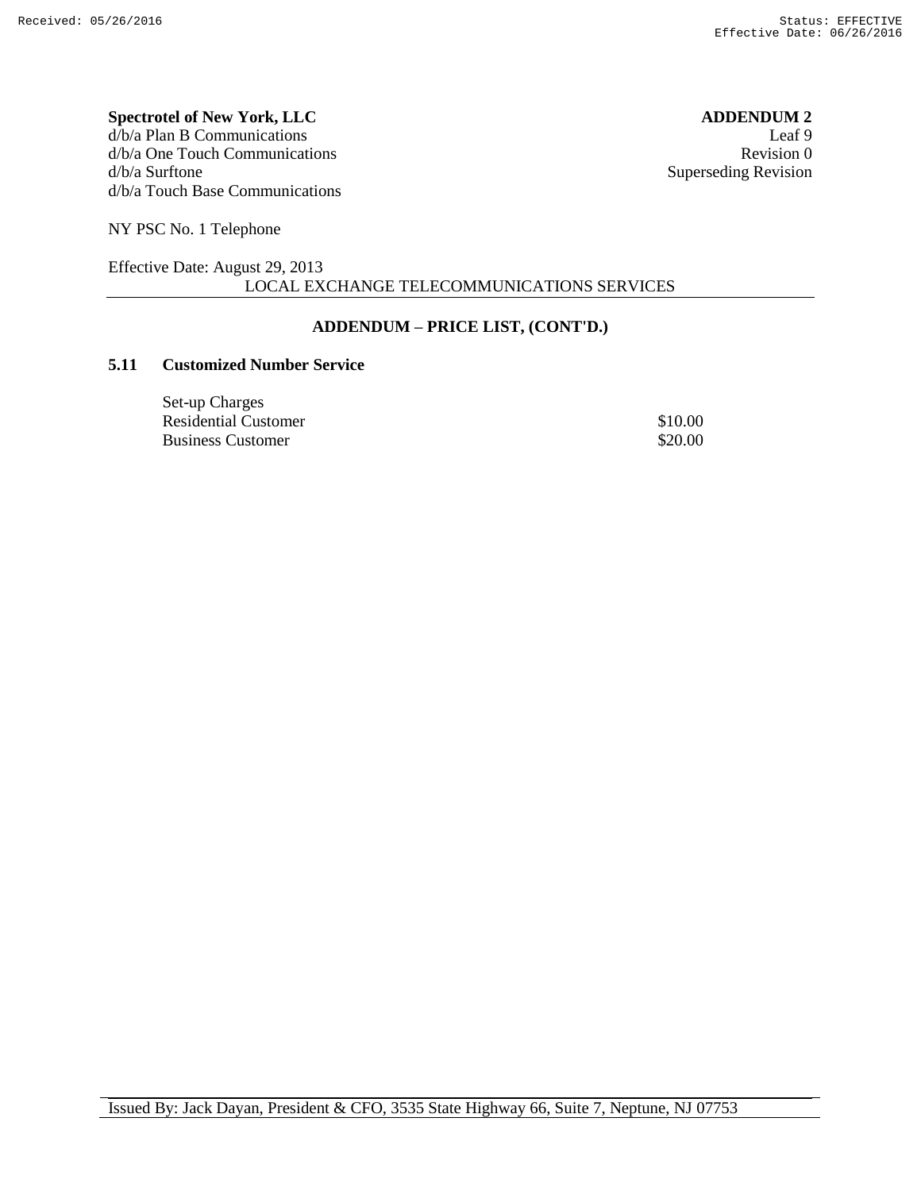**Spectrotel of New York, LLC**
d/b/a Plan B Communications
d/b/a One Touch Communications
d/b/a Surftone
d/b/a Touch Base Communications

**ADDENDUM 2**
Leaf 9
Revision 0
Superseding Revision

NY PSC No. 1 Telephone

Effective Date: August 29, 2013

LOCAL EXCHANGE TELECOMMUNICATIONS SERVICES

## ADDENDUM – PRICE LIST, (CONT'D.)

### 5.11 Customized Number Service

| Set-up Charges | |
|---|---|
| Residential Customer | $10.00 |
| Business Customer | $20.00 |

Issued By: Jack Dayan, President & CFO, 3535 State Highway 66, Suite 7, Neptune, NJ 07753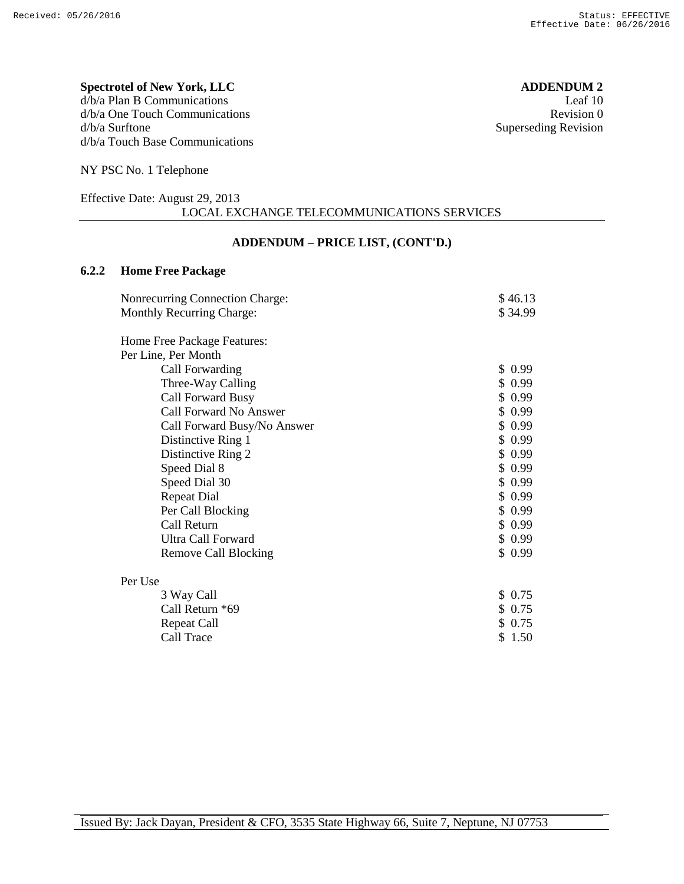**Spectrotel of New York, LLC**
d/b/a Plan B Communications
d/b/a One Touch Communications
d/b/a Surftone
d/b/a Touch Base Communications

**ADDENDUM 2**
Leaf 10
Revision 0
Superseding Revision

NY PSC No. 1 Telephone

Effective Date: August 29, 2013

LOCAL EXCHANGE TELECOMMUNICATIONS SERVICES

## ADDENDUM – PRICE LIST, (CONT'D.)

### 6.2.2 Home Free Package

| | |
|---|---|
| Nonrecurring Connection Charge: | $ 46.13 |
| Monthly Recurring Charge: | $ 34.99 |

Home Free Package Features:

Per Line, Per Month

| | |
|---|---|
| Call Forwarding | $ 0.99 |
| Three-Way Calling | $ 0.99 |
| Call Forward Busy | $ 0.99 |
| Call Forward No Answer | $ 0.99 |
| Call Forward Busy/No Answer | $ 0.99 |
| Distinctive Ring 1 | $ 0.99 |
| Distinctive Ring 2 | $ 0.99 |
| Speed Dial 8 | $ 0.99 |
| Speed Dial 30 | $ 0.99 |
| Repeat Dial | $ 0.99 |
| Per Call Blocking | $ 0.99 |
| Call Return | $ 0.99 |
| Ultra Call Forward | $ 0.99 |
| Remove Call Blocking | $ 0.99 |

Per Use

| | |
|---|---|
| 3 Way Call | $ 0.75 |
| Call Return *69 | $ 0.75 |
| Repeat Call | $ 0.75 |
| Call Trace | $ 1.50 |

Issued By: Jack Dayan, President & CFO, 3535 State Highway 66, Suite 7, Neptune, NJ 07753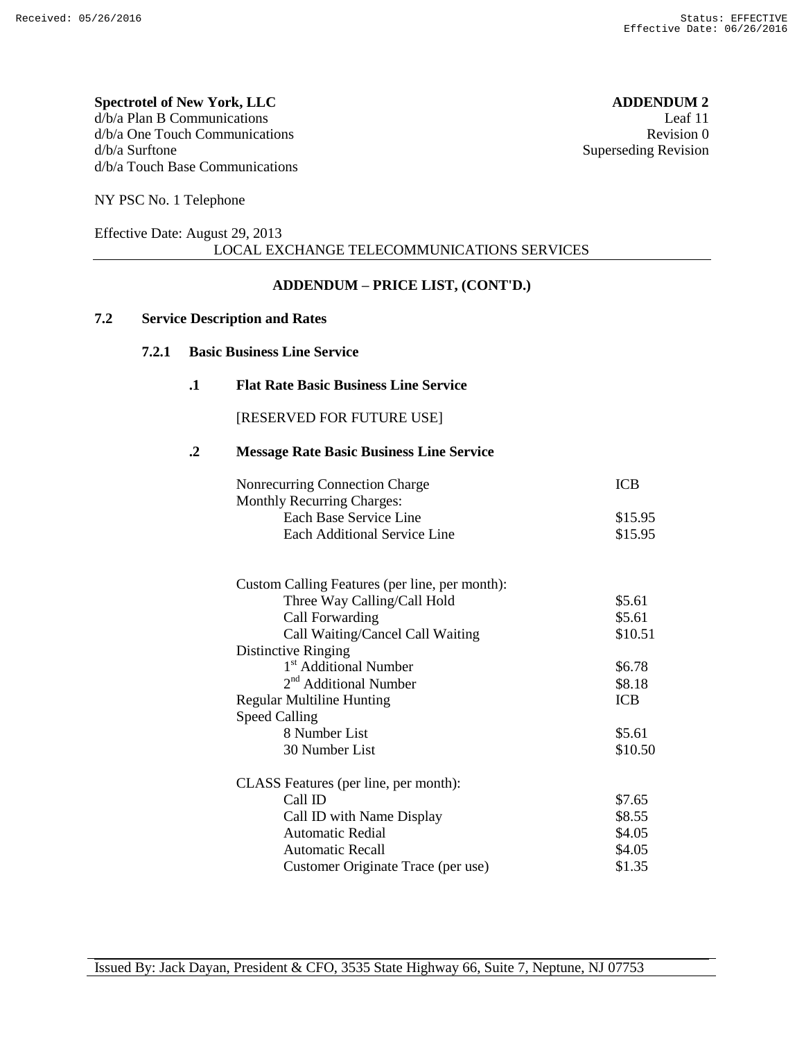**Spectrotel of New York, LLC**
d/b/a Plan B Communications
d/b/a One Touch Communications
d/b/a Surftone
d/b/a Touch Base Communications

**ADDENDUM 2**
Leaf 11
Revision 0
Superseding Revision

NY PSC No. 1 Telephone

Effective Date: August 29, 2013

LOCAL EXCHANGE TELECOMMUNICATIONS SERVICES

**ADDENDUM – PRICE LIST, (CONT'D.)**

## 7.2 Service Description and Rates

### 7.2.1 Basic Business Line Service

#### .1 Flat Rate Basic Business Line Service

[RESERVED FOR FUTURE USE]

#### .2 Message Rate Basic Business Line Service

| | |
|---|---|
| Nonrecurring Connection Charge | ICB |
| Monthly Recurring Charges: | |
| Each Base Service Line | $15.95 |
| Each Additional Service Line | $15.95 |
| | |
| Custom Calling Features (per line, per month): | |
| Three Way Calling/Call Hold | $5.61 |
| Call Forwarding | $5.61 |
| Call Waiting/Cancel Call Waiting | $10.51 |
| Distinctive Ringing | |
| 1st Additional Number | $6.78 |
| 2nd Additional Number | $8.18 |
| Regular Multiline Hunting | ICB |
| Speed Calling | |
| 8 Number List | $5.61 |
| 30 Number List | $10.50 |
| | |
| CLASS Features (per line, per month): | |
| Call ID | $7.65 |
| Call ID with Name Display | $8.55 |
| Automatic Redial | $4.05 |
| Automatic Recall | $4.05 |
| Customer Originate Trace (per use) | $1.35 |

Issued By: Jack Dayan, President & CFO, 3535 State Highway 66, Suite 7, Neptune, NJ 07753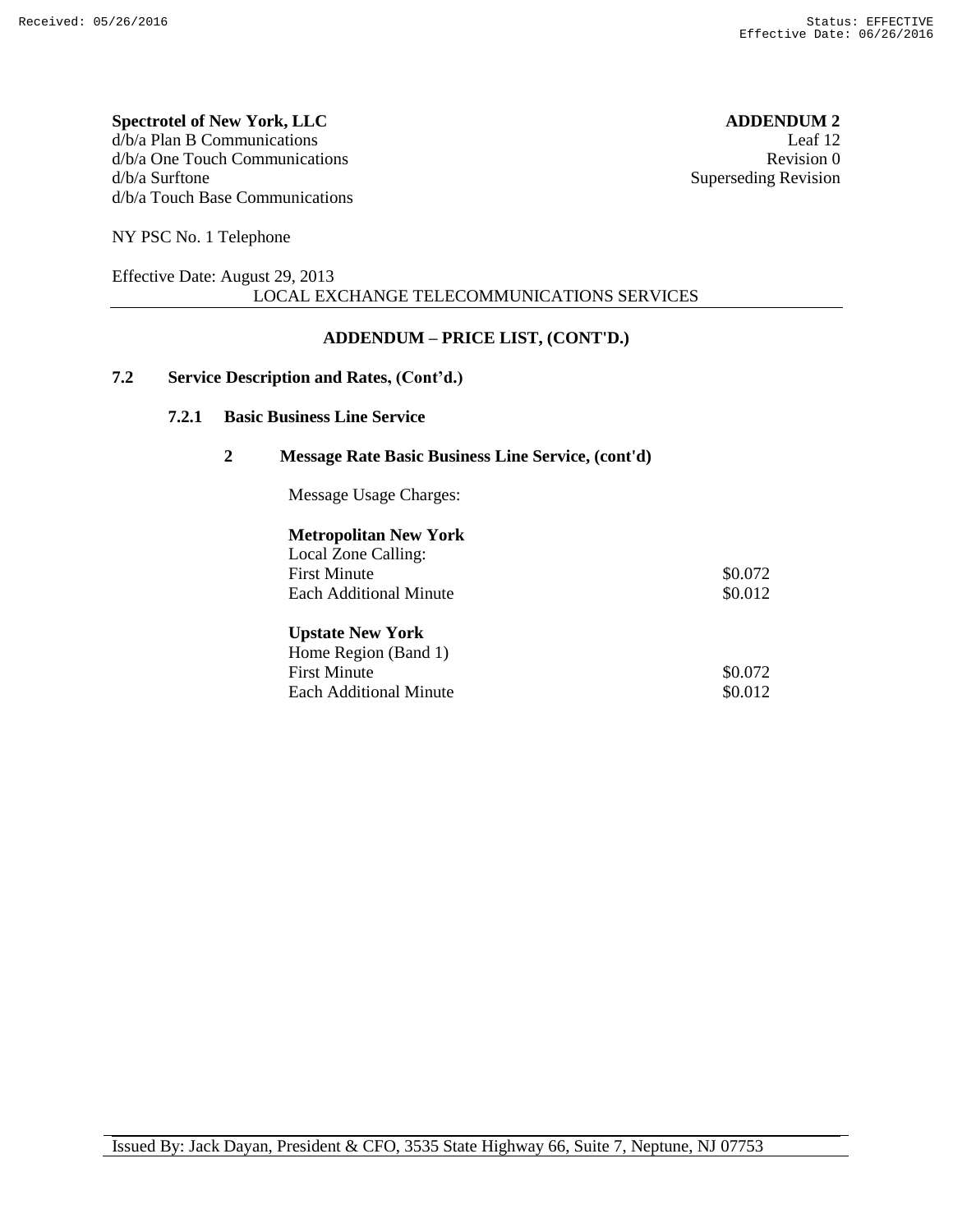**Spectrotel of New York, LLC**
d/b/a Plan B Communications
d/b/a One Touch Communications
d/b/a Surftone
d/b/a Touch Base Communications

**ADDENDUM 2**
Leaf 12
Revision 0
Superseding Revision

NY PSC No. 1 Telephone

Effective Date: August 29, 2013

LOCAL EXCHANGE TELECOMMUNICATIONS SERVICES

## ADDENDUM – PRICE LIST, (CONT'D.)

### 7.2 Service Description and Rates, (Cont'd.)

#### 7.2.1 Basic Business Line Service

##### 2 Message Rate Basic Business Line Service, (cont'd)

Message Usage Charges:

**Metropolitan New York**

| Local Zone Calling: | |
|---|---|
| First Minute | \$0.072 |
| Each Additional Minute | \$0.012 |

**Upstate New York**

| Home Region (Band 1) | |
|---|---|
| First Minute | \$0.072 |
| Each Additional Minute | \$0.012 |

Issued By: Jack Dayan, President & CFO, 3535 State Highway 66, Suite 7, Neptune, NJ 07753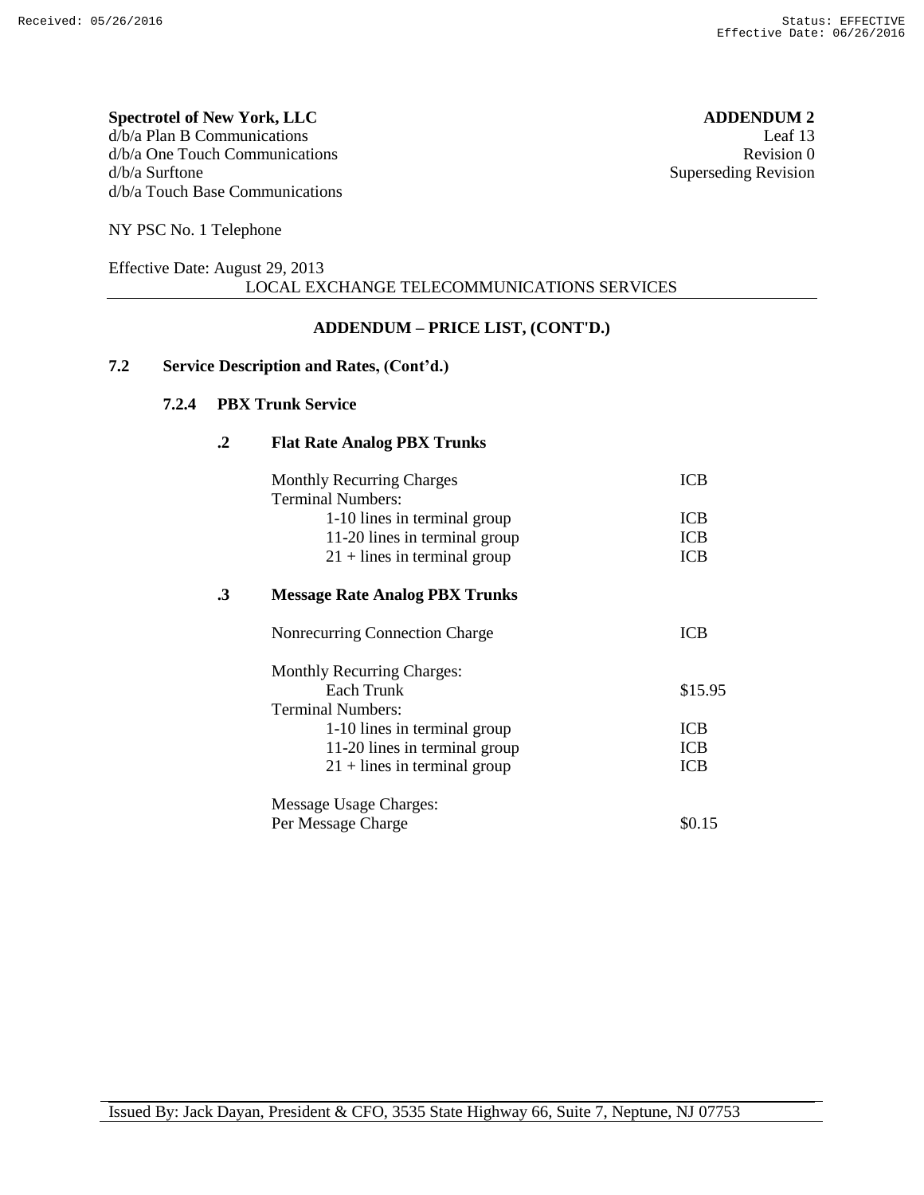**Spectrotel of New York, LLC**
d/b/a Plan B Communications
d/b/a One Touch Communications
d/b/a Surftone
d/b/a Touch Base Communications

**ADDENDUM 2**
Leaf 13
Revision 0
Superseding Revision

NY PSC No. 1 Telephone

Effective Date: August 29, 2013

LOCAL EXCHANGE TELECOMMUNICATIONS SERVICES

**ADDENDUM – PRICE LIST, (CONT'D.)**

## 7.2 Service Description and Rates, (Cont'd.)

### 7.2.4 PBX Trunk Service

#### .2 Flat Rate Analog PBX Trunks

| | |
|---|---|
| Monthly Recurring Charges | ICB |
| Terminal Numbers: | |
| 1-10 lines in terminal group | ICB |
| 11-20 lines in terminal group | ICB |
| 21 + lines in terminal group | ICB |

#### .3 Message Rate Analog PBX Trunks

| | |
|---|---|
| Nonrecurring Connection Charge | ICB |
| Monthly Recurring Charges: | |
| Each Trunk | $15.95 |
| Terminal Numbers: | |
| 1-10 lines in terminal group | ICB |
| 11-20 lines in terminal group | ICB |
| 21 + lines in terminal group | ICB |
| Message Usage Charges: | |
| Per Message Charge | $0.15 |

Issued By: Jack Dayan, President & CFO, 3535 State Highway 66, Suite 7, Neptune, NJ 07753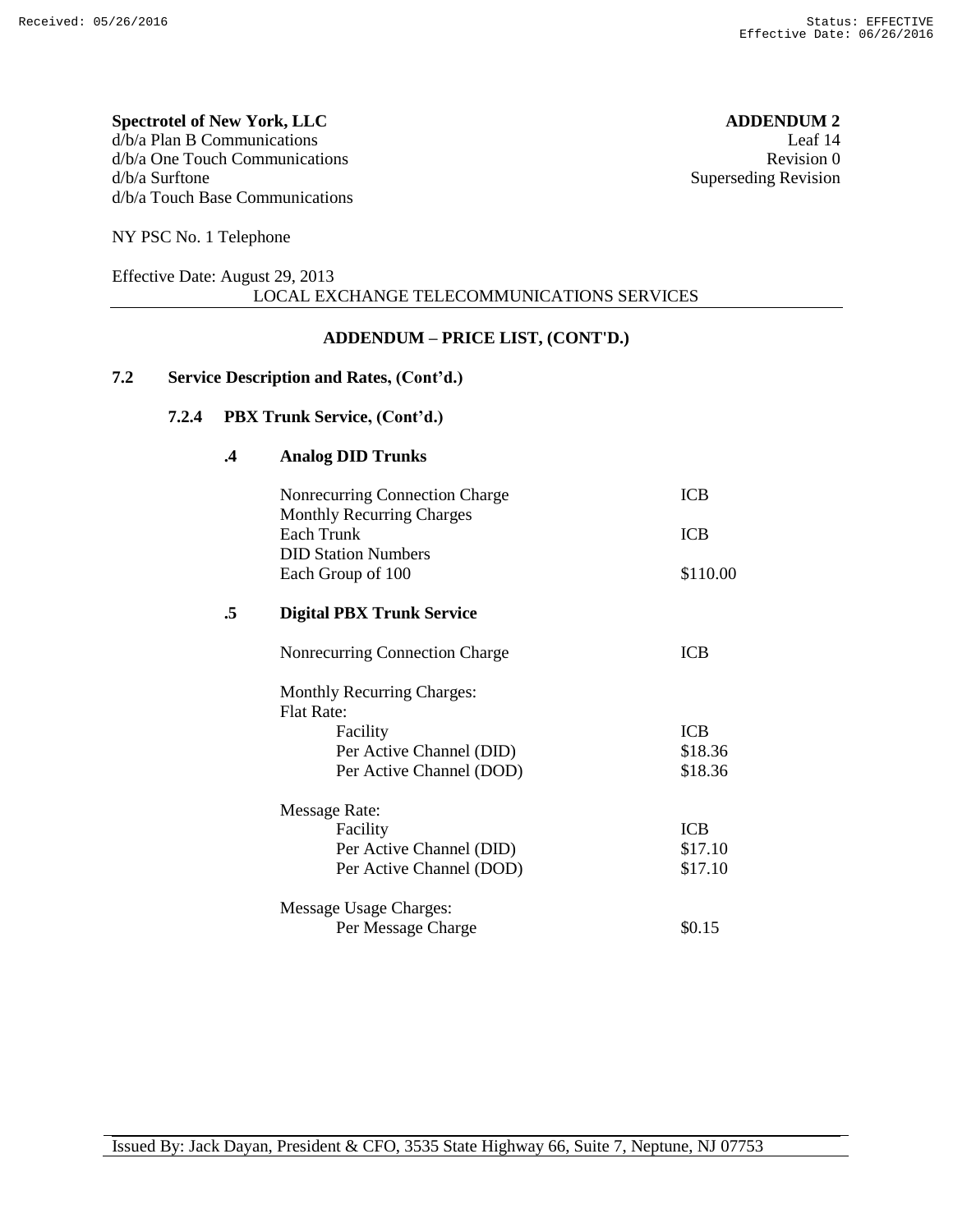**Spectrotel of New York, LLC**
d/b/a Plan B Communications
d/b/a One Touch Communications
d/b/a Surftone
d/b/a Touch Base Communications

**ADDENDUM 2**
Leaf 14
Revision 0
Superseding Revision

NY PSC No. 1 Telephone

Effective Date: August 29, 2013

LOCAL EXCHANGE TELECOMMUNICATIONS SERVICES

## ADDENDUM – PRICE LIST, (CONT'D.)

### 7.2 Service Description and Rates, (Cont'd.)

#### 7.2.4 PBX Trunk Service, (Cont'd.)

##### .4 Analog DID Trunks

| | |
|---|---|
| Nonrecurring Connection Charge | ICB |
| Monthly Recurring Charges | |
| Each Trunk | ICB |
| DID Station Numbers | |
| Each Group of 100 | $110.00 |

##### .5 Digital PBX Trunk Service

| | |
|---|---|
| Nonrecurring Connection Charge | ICB |
| | |
| Monthly Recurring Charges: | |
| Flat Rate: | |
| Facility | ICB |
| Per Active Channel (DID) | $18.36 |
| Per Active Channel (DOD) | $18.36 |
| | |
| Message Rate: | |
| Facility | ICB |
| Per Active Channel (DID) | $17.10 |
| Per Active Channel (DOD) | $17.10 |
| | |
| Message Usage Charges: | |
| Per Message Charge | $0.15 |

Issued By: Jack Dayan, President & CFO, 3535 State Highway 66, Suite 7, Neptune, NJ 07753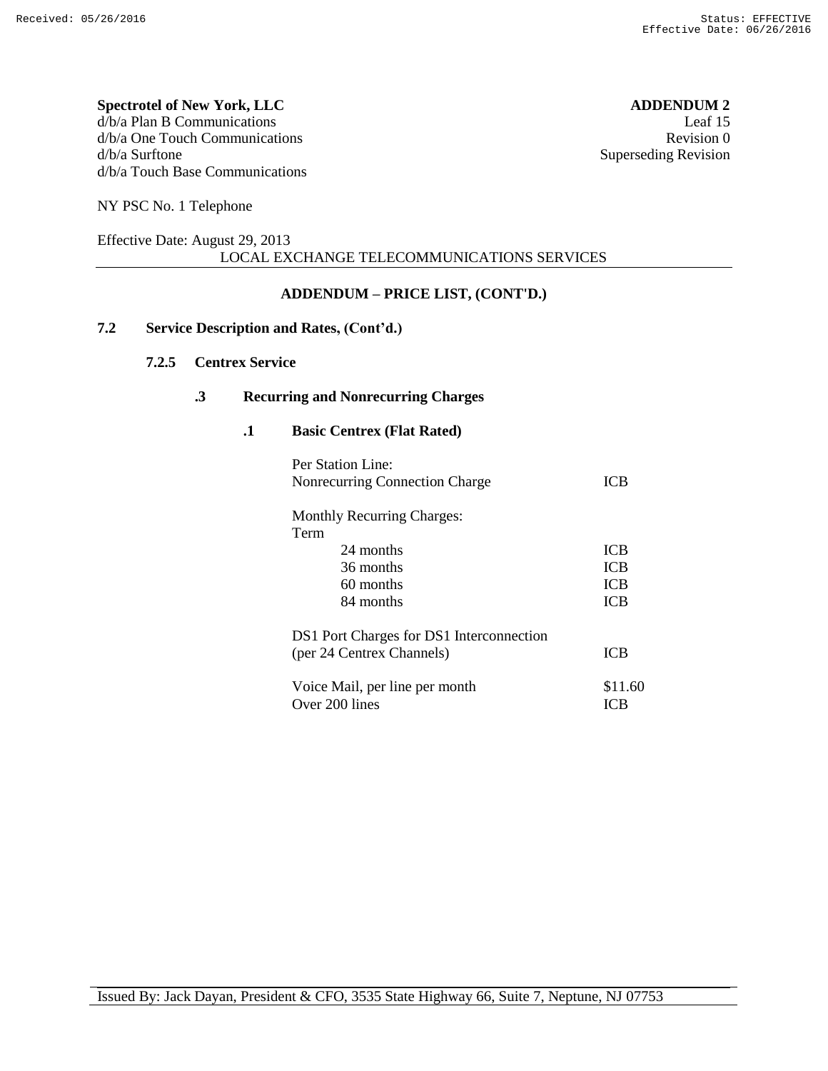**Spectrotel of New York, LLC**
d/b/a Plan B Communications
d/b/a One Touch Communications
d/b/a Surftone
d/b/a Touch Base Communications

**ADDENDUM 2**
Leaf 15
Revision 0
Superseding Revision

NY PSC No. 1 Telephone

Effective Date: August 29, 2013

LOCAL EXCHANGE TELECOMMUNICATIONS SERVICES

## ADDENDUM – PRICE LIST, (CONT'D.)

### 7.2 Service Description and Rates, (Cont'd.)

#### 7.2.5 Centrex Service

##### .3 Recurring and Nonrecurring Charges

###### .1 Basic Centrex (Flat Rated)

| | |
|---|---|
| Per Station Line: | |
| Nonrecurring Connection Charge | ICB |
| Monthly Recurring Charges: | |
| Term | |
| 24 months | ICB |
| 36 months | ICB |
| 60 months | ICB |
| 84 months | ICB |
| DS1 Port Charges for DS1 Interconnection (per 24 Centrex Channels) | ICB |
| Voice Mail, per line per month | \$11.60 |
| Over 200 lines | ICB |

Issued By: Jack Dayan, President & CFO, 3535 State Highway 66, Suite 7, Neptune, NJ 07753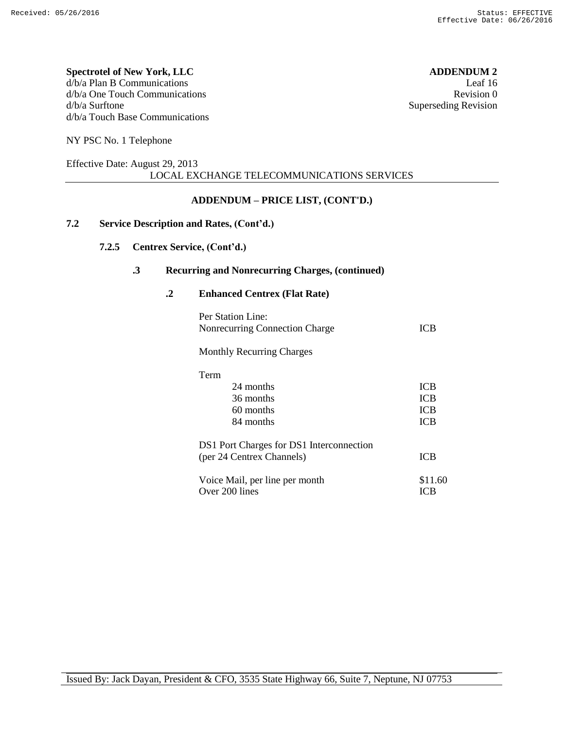**Spectrotel of New York, LLC**
d/b/a Plan B Communications
d/b/a One Touch Communications
d/b/a Surftone
d/b/a Touch Base Communications

**ADDENDUM 2**
Leaf 16
Revision 0
Superseding Revision

NY PSC No. 1 Telephone

Effective Date: August 29, 2013

LOCAL EXCHANGE TELECOMMUNICATIONS SERVICES

**ADDENDUM – PRICE LIST, (CONT'D.)**

**7.2 Service Description and Rates, (Cont'd.)**

**7.2.5 Centrex Service, (Cont'd.)**

**.3 Recurring and Nonrecurring Charges, (continued)**

**.2 Enhanced Centrex (Flat Rate)**

| | |
|---|---|
| Per Station Line: | |
| Nonrecurring Connection Charge | ICB |
| Monthly Recurring Charges | |
| Term | |
| 24 months | ICB |
| 36 months | ICB |
| 60 months | ICB |
| 84 months | ICB |
| DS1 Port Charges for DS1 Interconnection (per 24 Centrex Channels) | ICB |
| Voice Mail, per line per month | \$11.60 |
| Over 200 lines | ICB |

Issued By: Jack Dayan, President & CFO, 3535 State Highway 66, Suite 7, Neptune, NJ 07753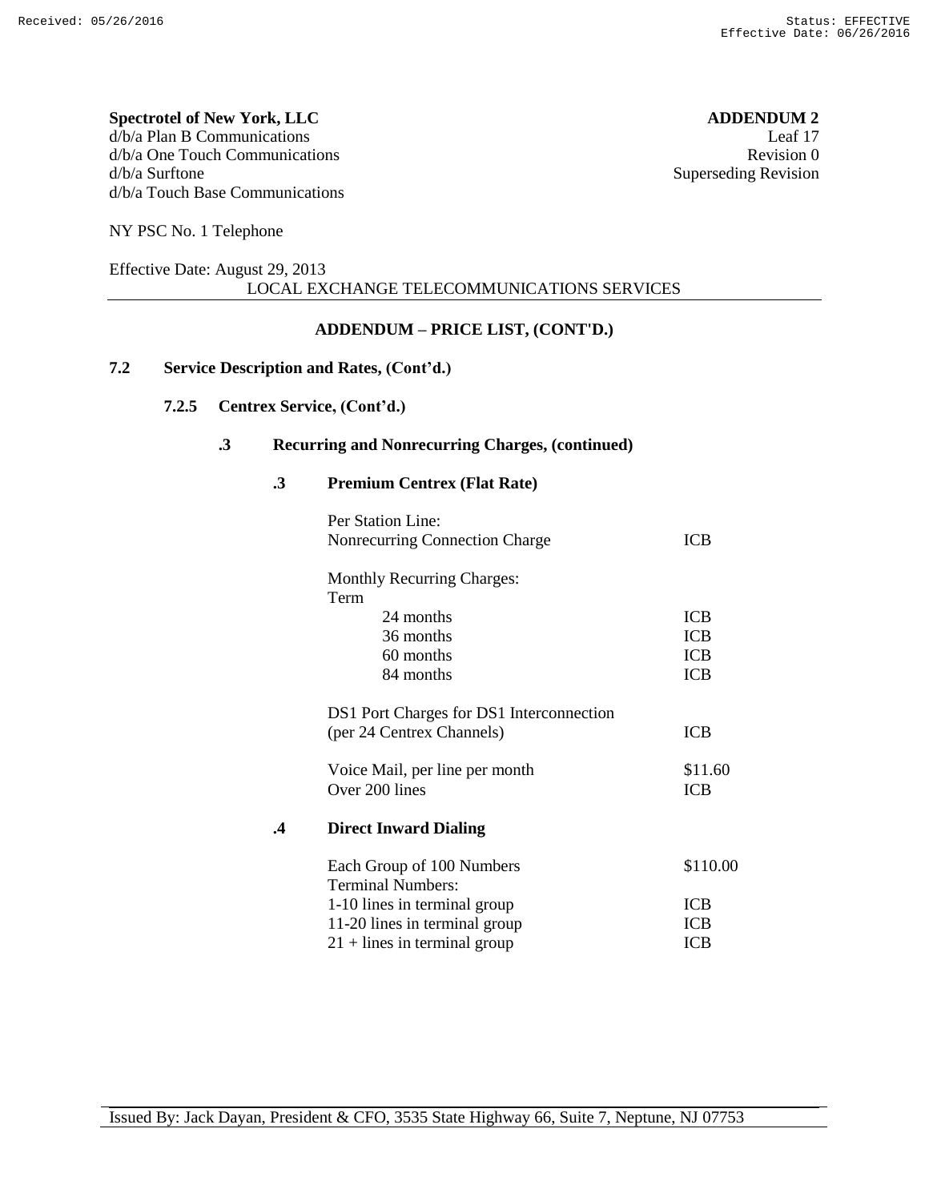**Spectrotel of New York, LLC**
d/b/a Plan B Communications
d/b/a One Touch Communications
d/b/a Surftone
d/b/a Touch Base Communications

**ADDENDUM 2**
Leaf 17
Revision 0
Superseding Revision

NY PSC No. 1 Telephone

Effective Date: August 29, 2013

LOCAL EXCHANGE TELECOMMUNICATIONS SERVICES

## ADDENDUM – PRICE LIST, (CONT'D.)

### 7.2 Service Description and Rates, (Cont'd.)

#### 7.2.5 Centrex Service, (Cont'd.)

##### .3 Recurring and Nonrecurring Charges, (continued)

##### .3 Premium Centrex (Flat Rate)

| | |
|---|---|
| Per Station Line: | |
| Nonrecurring Connection Charge | ICB |
| Monthly Recurring Charges: | |
| Term | |
| 24 months | ICB |
| 36 months | ICB |
| 60 months | ICB |
| 84 months | ICB |
| DS1 Port Charges for DS1 Interconnection (per 24 Centrex Channels) | ICB |
| Voice Mail, per line per month | \$11.60 |
| Over 200 lines | ICB |

##### .4 Direct Inward Dialing

| | |
|---|---|
| Each Group of 100 Numbers | \$110.00 |
| Terminal Numbers: | |
| 1-10 lines in terminal group | ICB |
| 11-20 lines in terminal group | ICB |
| 21 + lines in terminal group | ICB |

Issued By: Jack Dayan, President & CFO, 3535 State Highway 66, Suite 7, Neptune, NJ 07753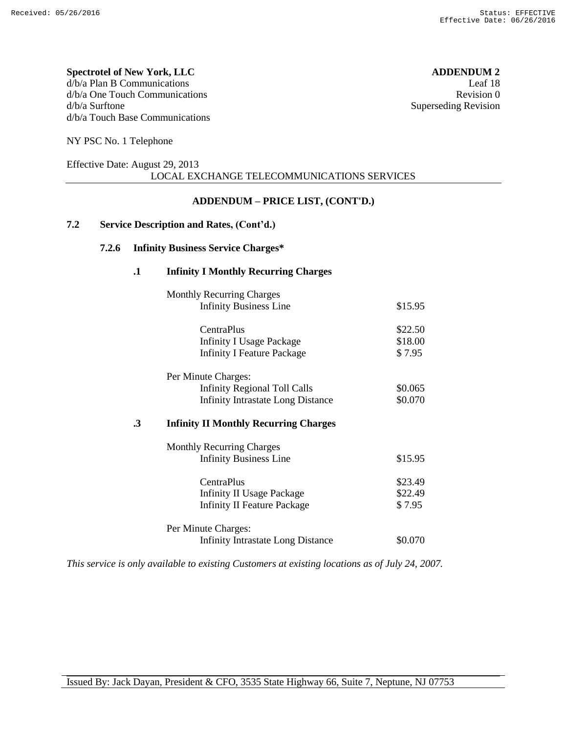**Spectrotel of New York, LLC**
d/b/a Plan B Communications
d/b/a One Touch Communications
d/b/a Surftone
d/b/a Touch Base Communications

**ADDENDUM 2**
Leaf 18
Revision 0
Superseding Revision

NY PSC No. 1 Telephone

Effective Date: August 29, 2013

LOCAL EXCHANGE TELECOMMUNICATIONS SERVICES

**ADDENDUM – PRICE LIST, (CONT'D.)**

## 7.2 Service Description and Rates, (Cont'd.)

### 7.2.6 Infinity Business Service Charges*

#### .1 Infinity I Monthly Recurring Charges

| | |
|---|---|
| Monthly Recurring Charges | |
| Infinity Business Line | $15.95 |
| | |
| CentraPlus | $22.50 |
| Infinity I Usage Package | $18.00 |
| Infinity I Feature Package | $ 7.95 |
| | |
| Per Minute Charges: | |
| Infinity Regional Toll Calls | $0.065 |
| Infinity Intrastate Long Distance | $0.070 |

#### .3 Infinity II Monthly Recurring Charges

| | |
|---|---|
| Monthly Recurring Charges | |
| Infinity Business Line | $15.95 |
| | |
| CentraPlus | $23.49 |
| Infinity II Usage Package | $22.49 |
| Infinity II Feature Package | $ 7.95 |
| | |
| Per Minute Charges: | |
| Infinity Intrastate Long Distance | $0.070 |

*This service is only available to existing Customers at existing locations as of July 24, 2007.*

Issued By: Jack Dayan, President & CFO, 3535 State Highway 66, Suite 7, Neptune, NJ 07753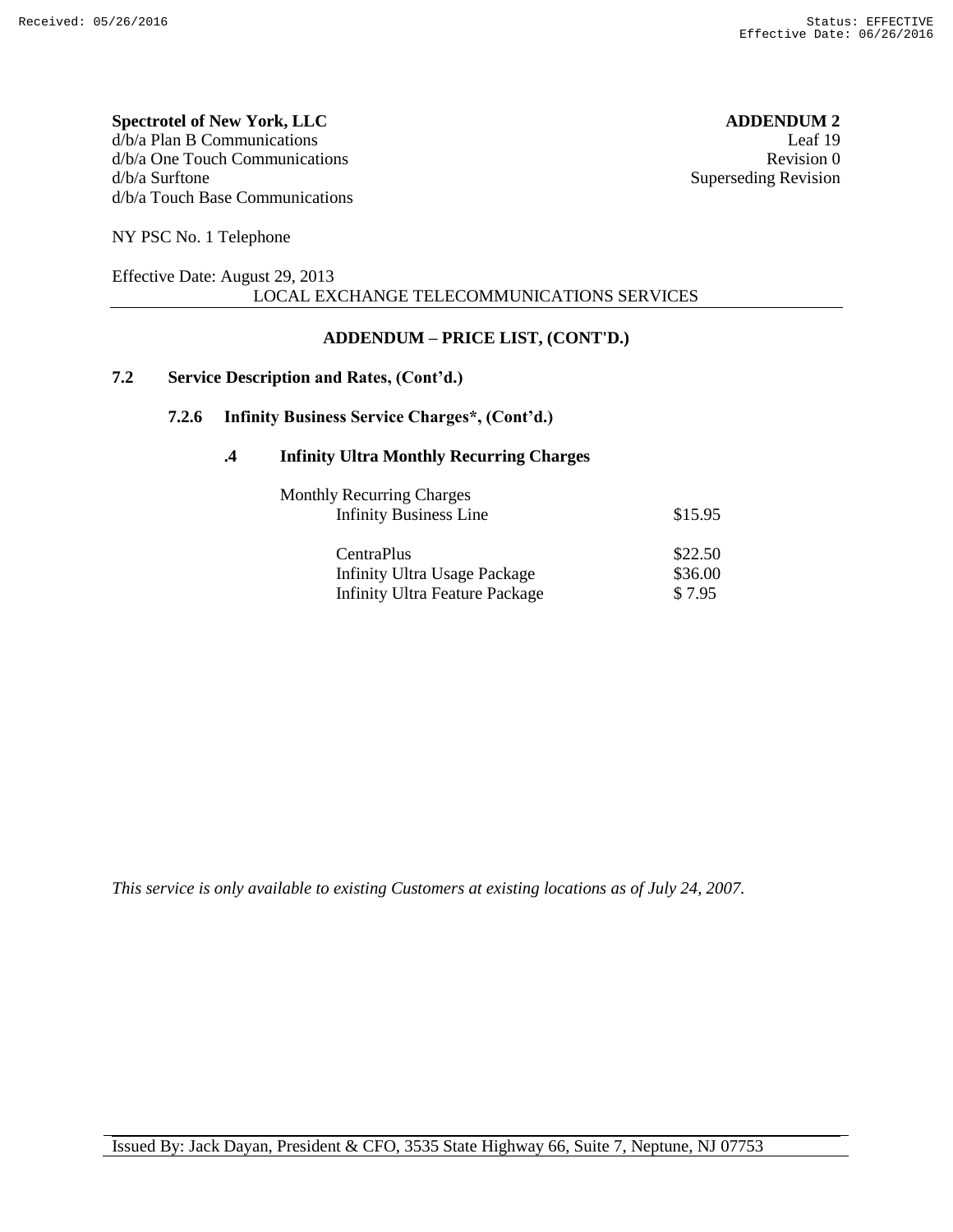**Spectrotel of New York, LLC**
d/b/a Plan B Communications
d/b/a One Touch Communications
d/b/a Surftone
d/b/a Touch Base Communications

**ADDENDUM 2**
Leaf 19
Revision 0
Superseding Revision

NY PSC No. 1 Telephone

Effective Date: August 29, 2013

LOCAL EXCHANGE TELECOMMUNICATIONS SERVICES

## ADDENDUM – PRICE LIST, (CONT'D.)

### 7.2 Service Description and Rates, (Cont'd.)

#### 7.2.6 Infinity Business Service Charges*, (Cont'd.)

##### .4 Infinity Ultra Monthly Recurring Charges

| Monthly Recurring Charges | |
|---|---|
| Infinity Business Line | $15.95 |
| CentraPlus | $22.50 |
| Infinity Ultra Usage Package | $36.00 |
| Infinity Ultra Feature Package | $ 7.95 |

*This service is only available to existing Customers at existing locations as of July 24, 2007.*

Issued By: Jack Dayan, President & CFO, 3535 State Highway 66, Suite 7, Neptune, NJ 07753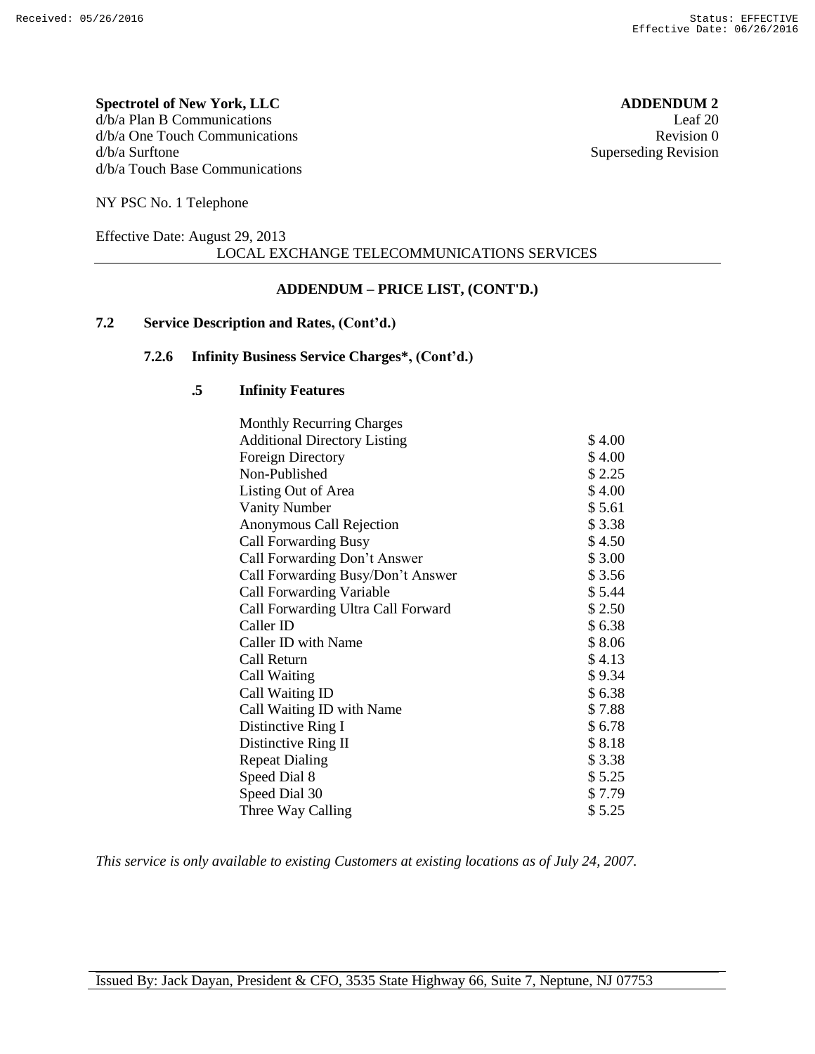**Spectrotel of New York, LLC**
d/b/a Plan B Communications
d/b/a One Touch Communications
d/b/a Surftone
d/b/a Touch Base Communications

**ADDENDUM 2**
Leaf 20
Revision 0
Superseding Revision

NY PSC No. 1 Telephone

Effective Date: August 29, 2013

LOCAL EXCHANGE TELECOMMUNICATIONS SERVICES

## ADDENDUM – PRICE LIST, (CONT'D.)

### 7.2 Service Description and Rates, (Cont'd.)

#### 7.2.6 Infinity Business Service Charges*, (Cont'd.)

##### .5 Infinity Features

| Monthly Recurring Charges | |
|---|---|
| Additional Directory Listing | $ 4.00 |
| Foreign Directory | $ 4.00 |
| Non-Published | $ 2.25 |
| Listing Out of Area | $ 4.00 |
| Vanity Number | $ 5.61 |
| Anonymous Call Rejection | $ 3.38 |
| Call Forwarding Busy | $ 4.50 |
| Call Forwarding Don't Answer | $ 3.00 |
| Call Forwarding Busy/Don't Answer | $ 3.56 |
| Call Forwarding Variable | $ 5.44 |
| Call Forwarding Ultra Call Forward | $ 2.50 |
| Caller ID | $ 6.38 |
| Caller ID with Name | $ 8.06 |
| Call Return | $ 4.13 |
| Call Waiting | $ 9.34 |
| Call Waiting ID | $ 6.38 |
| Call Waiting ID with Name | $ 7.88 |
| Distinctive Ring I | $ 6.78 |
| Distinctive Ring II | $ 8.18 |
| Repeat Dialing | $ 3.38 |
| Speed Dial 8 | $ 5.25 |
| Speed Dial 30 | $ 7.79 |
| Three Way Calling | $ 5.25 |

*This service is only available to existing Customers at existing locations as of July 24, 2007.*

Issued By: Jack Dayan, President & CFO, 3535 State Highway 66, Suite 7, Neptune, NJ 07753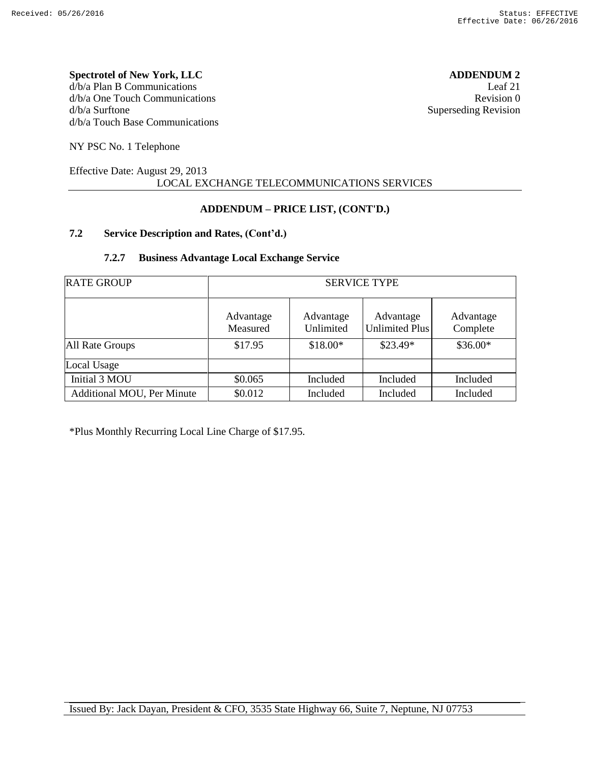**Spectrotel of New York, LLC**
d/b/a Plan B Communications
d/b/a One Touch Communications
d/b/a Surftone
d/b/a Touch Base Communications

**ADDENDUM 2**
Leaf 21
Revision 0
Superseding Revision

NY PSC No. 1 Telephone

Effective Date: August 29, 2013

LOCAL EXCHANGE TELECOMMUNICATIONS SERVICES

**ADDENDUM – PRICE LIST, (CONT'D.)**

## 7.2 Service Description and Rates, (Cont'd.)

### 7.2.7 Business Advantage Local Exchange Service

| RATE GROUP | SERVICE TYPE | | | |
|---|---|---|---|---|
| | Advantage Measured | Advantage Unlimited | Advantage Unlimited Plus | Advantage Complete |
| All Rate Groups | $17.95 | $18.00* | $23.49* | $36.00* |
| Local Usage | | | | |
| Initial 3 MOU | $0.065 | Included | Included | Included |
| Additional MOU, Per Minute | $0.012 | Included | Included | Included |

*Plus Monthly Recurring Local Line Charge of $17.95.

Issued By: Jack Dayan, President & CFO, 3535 State Highway 66, Suite 7, Neptune, NJ 07753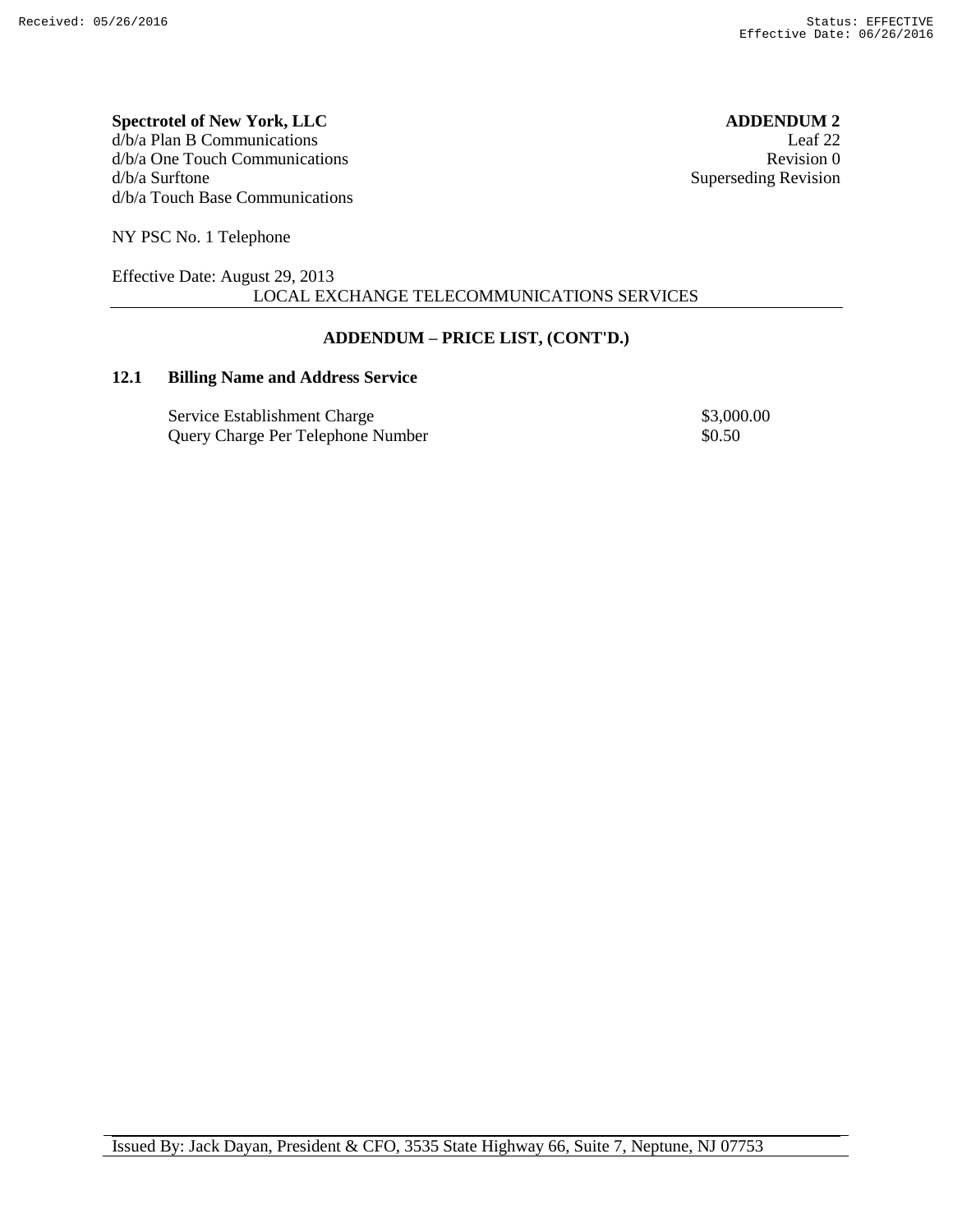**Spectrotel of New York, LLC**
d/b/a Plan B Communications
d/b/a One Touch Communications
d/b/a Surftone
d/b/a Touch Base Communications

**ADDENDUM 2**
Leaf 22
Revision 0
Superseding Revision

NY PSC No. 1 Telephone

Effective Date: August 29, 2013

LOCAL EXCHANGE TELECOMMUNICATIONS SERVICES

## ADDENDUM – PRICE LIST, (CONT'D.)

### 12.1 Billing Name and Address Service

| | |
|---|---|
| Service Establishment Charge | \$3,000.00 |
| Query Charge Per Telephone Number | \$0.50 |

Issued By: Jack Dayan, President & CFO, 3535 State Highway 66, Suite 7, Neptune, NJ 07753